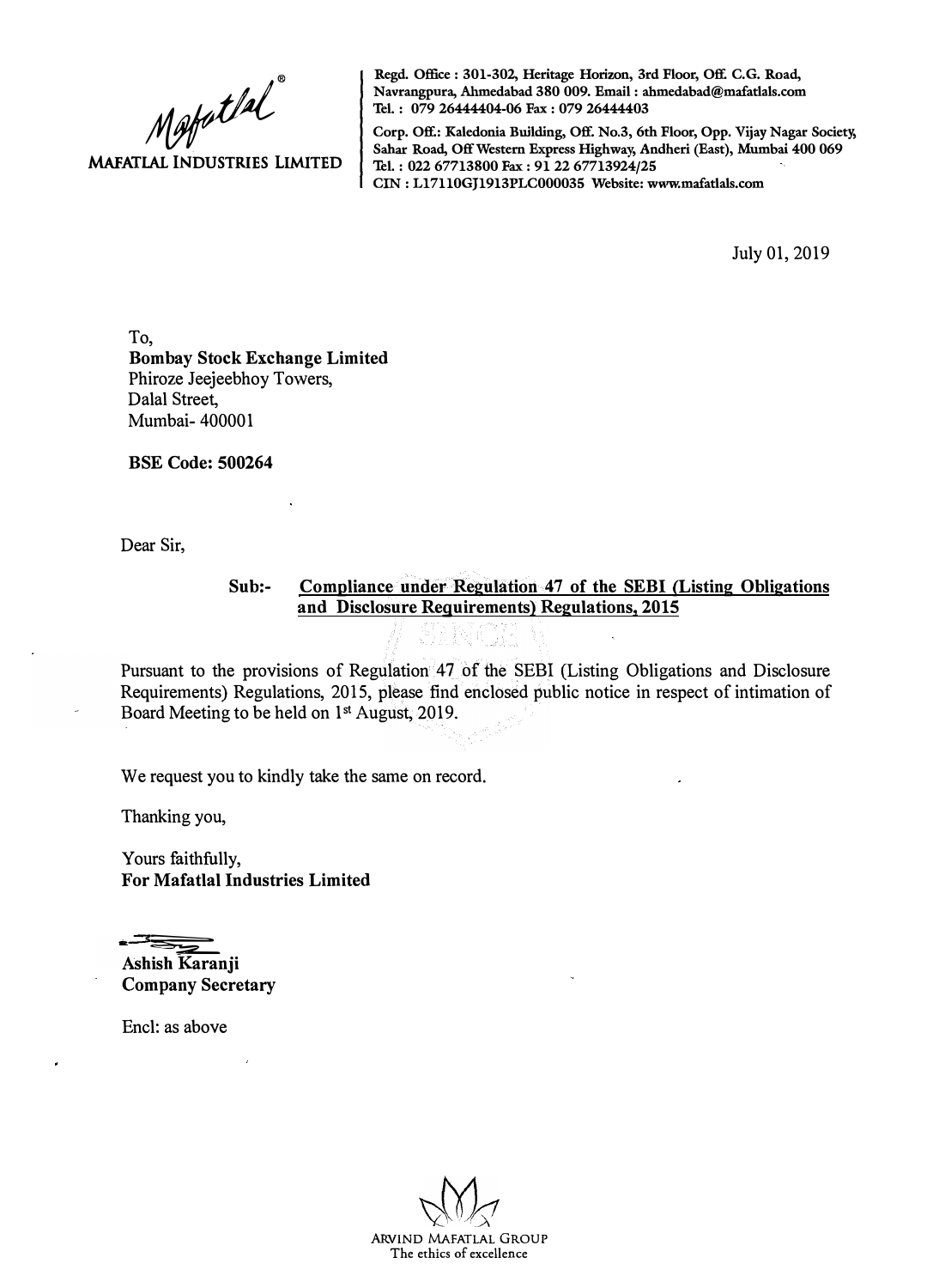**MAFATLAL INDUSTRIES LIMITED**

Regd. Office : 301-302, Heritage Horizon, 3rd Floor, Off. C.G. Road, Navrangpura, Ahmedabad 380 009. Email : ahmedabad@mafatlals.com
Tel. : 079 26444404-06 Fax : 079 26444403
Corp. Off.: Kaledonia Building, Off. No.3, 6th Floor, Opp. Vijay Nagar Society, Sahar Road, Off Western Express Highway, Andheri (East), Mumbai 400 069
Tel. : 022 67713800 Fax : 91 22 67713924/25
CIN : L17110GJ1913PLC000035 Website: www.mafatlals.com

July 01, 2019

To,
**Bombay Stock Exchange Limited**
Phiroze Jeejeebhoy Towers,
Dalal Street,
Mumbai- 400001

**BSE Code: 500264**

Dear Sir,

**Sub:- Compliance under Regulation 47 of the SEBI (Listing Obligations and Disclosure Requirements) Regulations, 2015**

Pursuant to the provisions of Regulation 47 of the SEBI (Listing Obligations and Disclosure Requirements) Regulations, 2015, please find enclosed public notice in respect of intimation of Board Meeting to be held on 1st August, 2019.

We request you to kindly take the same on record.

Thanking you,

Yours faithfully,
**For Mafatlal Industries Limited**

**Ashish Karanji**
**Company Secretary**

Encl: as above

ARVIND MAFATLAL GROUP
The ethics of excellence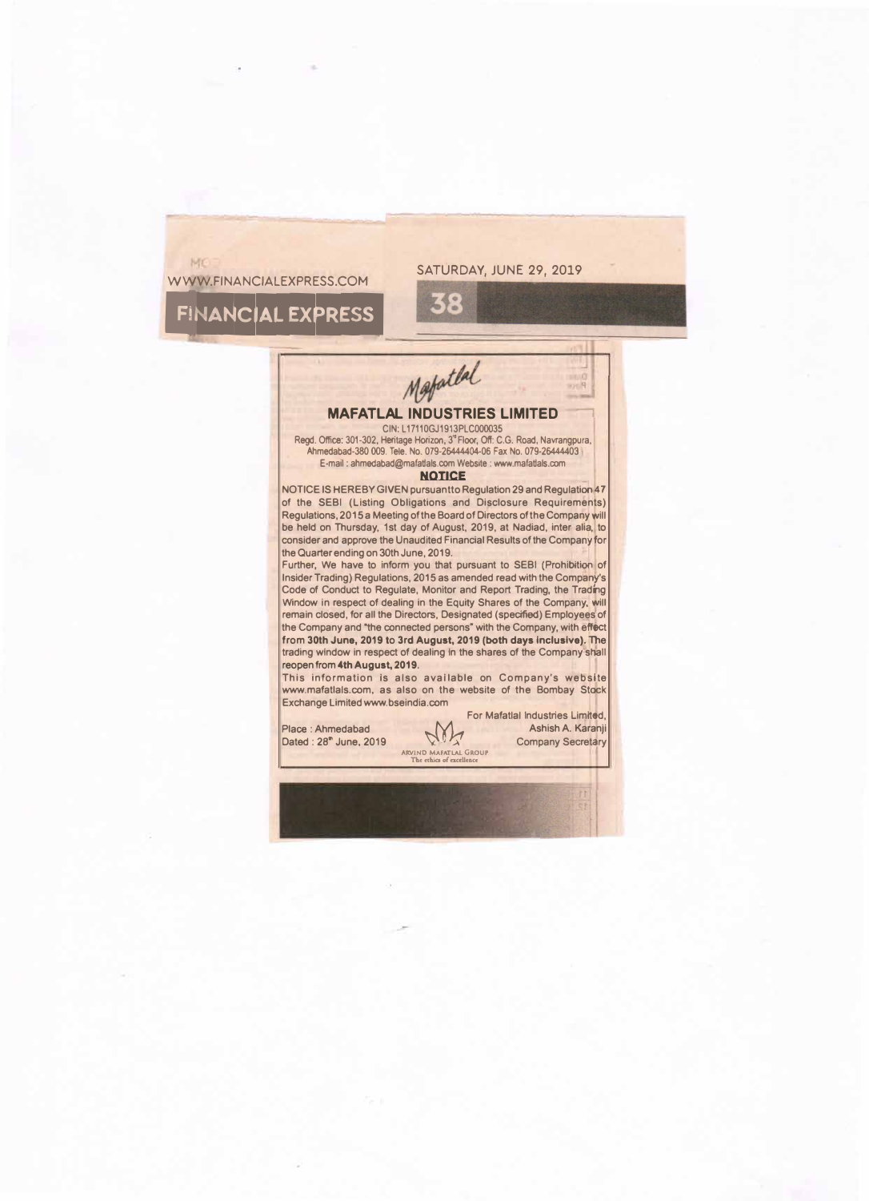WWW.FINANCIALEXPRESS.COM

FINANCIAL EXPRESS

SATURDAY, JUNE 29, 2019

*Mafatlal*

## MAFATLAL INDUSTRIES LIMITED

CIN: L17110GJ1913PLC000035

Regd. Office: 301-302, Heritage Horizon, 3rd Floor, Off: C.G. Road, Navrangpura, Ahmedabad-380 009. Tele. No. 079-26444404-06 Fax No. 079-26444403

E-mail : ahmedabad@mafatlals.com Website : www.mafatlals.com

### NOTICE

NOTICE IS HEREBY GIVEN pursuantto Regulation 29 and Regulation 47 of the SEBI (Listing Obligations and Disclosure Requirements) Regulations, 2015 a Meeting of the Board of Directors of the Company will be held on Thursday, 1st day of August, 2019, at Nadiad, inter alia, to consider and approve the Unaudited Financial Results of the Company for the Quarter ending on 30th June, 2019.

Further, We have to inform you that pursuant to SEBI (Prohibition of Insider Trading) Regulations, 2015 as amended read with the Company's Code of Conduct to Regulate, Monitor and Report Trading, the Trading Window in respect of dealing in the Equity Shares of the Company, will remain closed, for all the Directors, Designated (specified) Employees of the Company and "the connected persons" with the Company, with effect **from 30th June, 2019 to 3rd August, 2019 (both days inclusive).** The trading window in respect of dealing in the shares of the Company shall reopen from **4th August, 2019.**

This information is also available on Company's website www.mafatlals.com, as also on the website of the Bombay Stock Exchange Limited www.bseindia.com

For Mafatlal Industries Limited,

Place : Ahmedabad
Dated : 28th June, 2019

Ashish A. Karanji
Company Secretary

ARVIND MAFATLAL GROUP
The ethics of excellence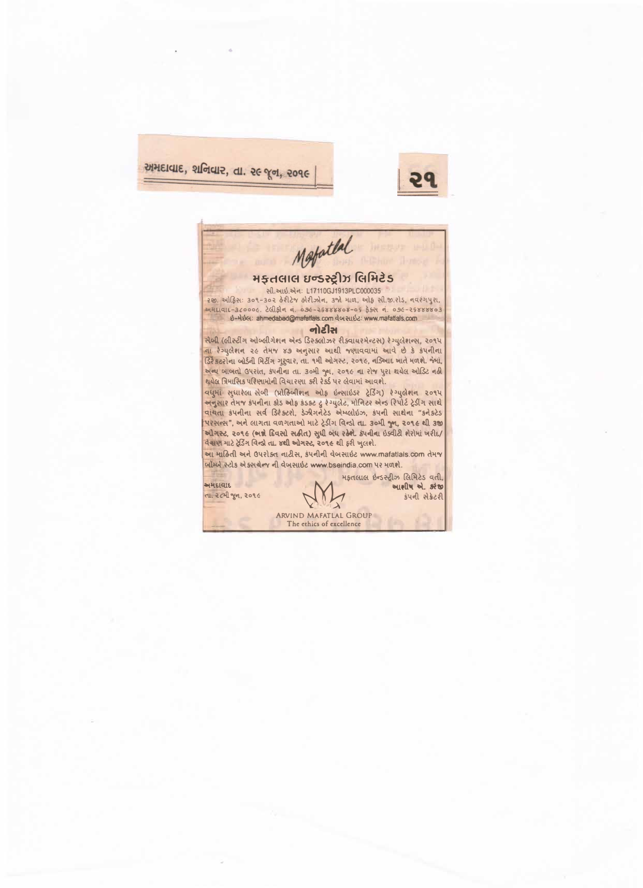અમદાવાદ, શનિવાર, તા. ૨૯ જૂન, ૨૦૧૯

Mafatlal

## મફતલાલ ઇન્ડસ્ટ્રીઝ લિમિટેડ

સી.આઇ.એન: L17110GJ1913PLC000035

રજી. ઓફિસ: ૩૦૧-૩૦૨ હેરીટેજ હોરીઝોન, ૩જો માળ, ઓફ સી.જી.રોડ, નવરંગપુરા, અમદાવાદ-૩૮૦૦૦૯. ટેલીફોન નં. ૦૭૯-૨૬૪૪૪૪૦૪-૦૬ ફેક્સ નં. ૦૭૯-૨૬૪૪૪૪૦૩

ઇ-મેઇલ: ahmedabad@mafatlals.com વેબસાઇટ: www.mafatlals.com

### નોટીસ

સેબી (લીસ્ટીંગ ઓબ્લીગેશન એન્ડ ડિસ્ક્લોઝર રીક્વાયરમેન્ટસ) રેગ્યુલેશન્સ, ૨૦૧૫ ના રેગ્યુલેશન ૨૯ તેમજ ૪૭ અનુસાર આથી જણાવવામાં આવે છે કે કંપનીના ડિરેક્ટરોના બોર્ડની મિટીંગ ગુરૂવાર, તા. ૧મી ઓગસ્ટ, ૨૦૧૯, નડિયાદ ખાતે મળશે. જેમાં, અન્ય બાબતો ઉપરાંત, કંપનીના તા. ૩૦મી જૂન, ૨૦૧૯ ના રોજ પુરા થયેલ ઓડિટ નહી થયેલ ત્રિમાસિક પરિણામોની વિચારણા કરી રેકર્ડ પર લેવામાં આવશે.

વધુમાં સુધારેલા સેબી (પ્રોહિબીશન ઓફ ઇન્સાઇડર ટ્રેડિંગ) રેગ્યુલેશન ૨૦૧૫ અનુસાર તેમજ કંપનીના કોડ ઓફ કંડક્ટ ટુ રેગ્યુલેટ, મોનિટર એન્ડ રિપોર્ટ ટ્રેડીંગ સાથે વાંચતા કંપનીના સર્વ ડિરેક્ટરો, ડેઝીગનેટેડ એમ્પ્લોઇઝ, કંપની સાથેના "કનેક્ટેડ પરસન્સ", અને લાગતા વળગતાઓ માટે ટ્રેડીંગ વિન્ડો તા. ૩૦મી જૂન, ૨૦૧૯ થી ૩જી ઓગસ્ટ, ૨૦૧૯ (બન્ને દિવસો સહીત) સુધી બંધ રહેશે. કંપનીના ઇક્વીટી શેરોમાં ખરીદ/વેચાણ માટે ટ્રેડીંગ વિન્ડો તા. ૪થી ઓગસ્ટ, ૨૦૧૯ થી ફરી ખુલશે.

આ માહિતી અને ઉપરોક્ત નોટીસ, કંપનીની વેબસાઇટ www.mafatlals.com તેમજ બોમ્બે સ્ટોક એક્સચેન્જ ની વેબસાઇટ www.bseindia.com પર મળશે.

અમદાવાદ
તા. ૨૮મી જૂન, ૨૦૧૯

મફતલાલ ઇન્ડસ્ટ્રીઝ લિમિટેડ વતી,
આશીષ એ. કરંજી
કંપની સેક્રેટરી

ARVIND MAFATLAL GROUP
The ethics of excellence